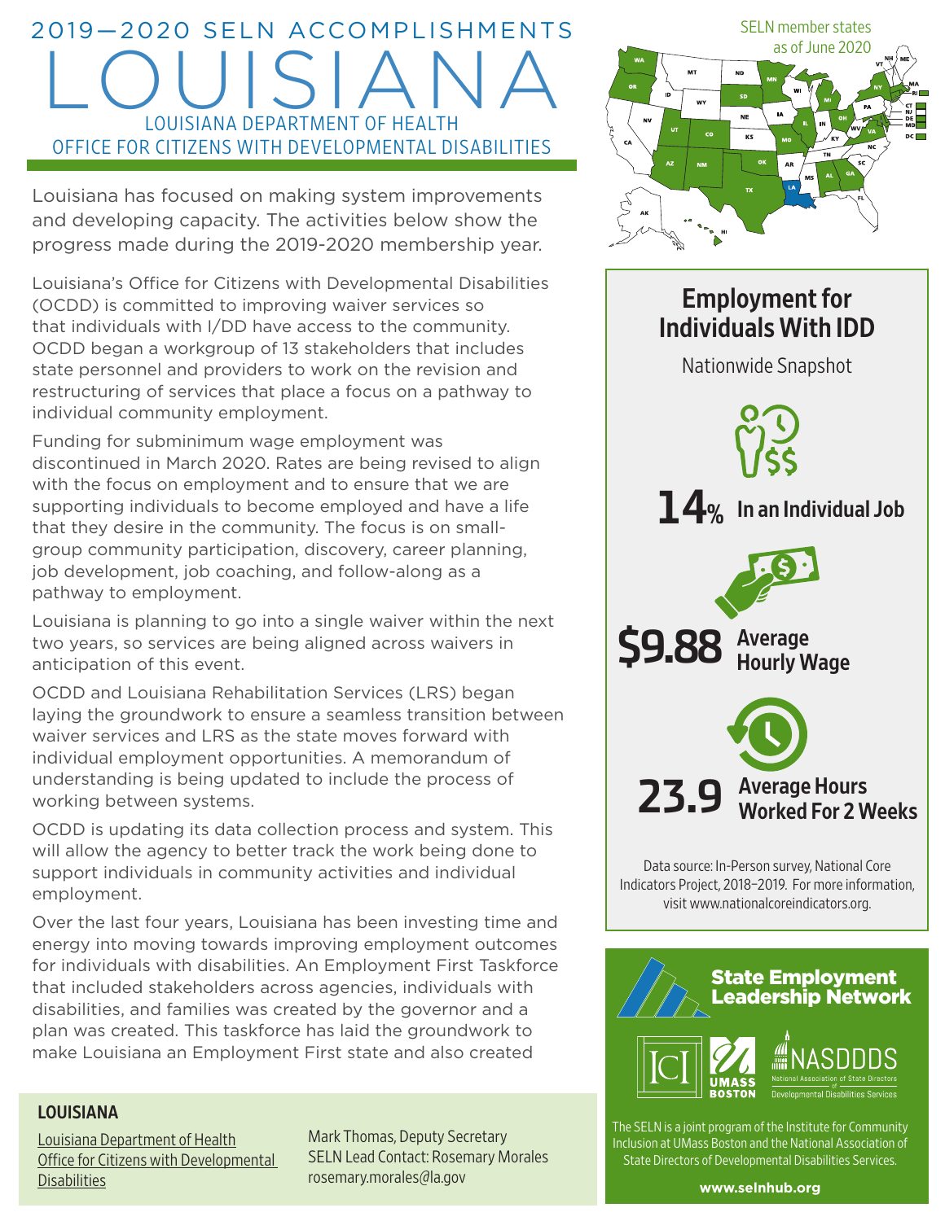# 2019—2020 SELN ACCOMPLISHMENTS

# LOUISIANA

## LOUISIANA DEPARTMENT OF HEALTH
## OFFICE FOR CITIZENS WITH DEVELOPMENTAL DISABILITIES

Louisiana has focused on making system improvements and developing capacity. The activities below show the progress made during the 2019-2020 membership year.

Louisiana's Office for Citizens with Developmental Disabilities (OCDD) is committed to improving waiver services so that individuals with I/DD have access to the community. OCDD began a workgroup of 13 stakeholders that includes state personnel and providers to work on the revision and restructuring of services that place a focus on a pathway to individual community employment.

Funding for subminimum wage employment was discontinued in March 2020. Rates are being revised to align with the focus on employment and to ensure that we are supporting individuals to become employed and have a life that they desire in the community. The focus is on small-group community participation, discovery, career planning, job development, job coaching, and follow-along as a pathway to employment.

Louisiana is planning to go into a single waiver within the next two years, so services are being aligned across waivers in anticipation of this event.

OCDD and Louisiana Rehabilitation Services (LRS) began laying the groundwork to ensure a seamless transition between waiver services and LRS as the state moves forward with individual employment opportunities. A memorandum of understanding is being updated to include the process of working between systems.

OCDD is updating its data collection process and system. This will allow the agency to better track the work being done to support individuals in community activities and individual employment.

Over the last four years, Louisiana has been investing time and energy into moving towards improving employment outcomes for individuals with disabilities. An Employment First Taskforce that included stakeholders across agencies, individuals with disabilities, and families was created by the governor and a plan was created. This taskforce has laid the groundwork to make Louisiana an Employment First state and also created

SELN member states as of June 2020

## Employment for Individuals With IDD

Nationwide Snapshot

**14%** In an Individual Job

**$9.88** Average Hourly Wage

**23.9** Average Hours Worked For 2 Weeks

Data source: In-Person survey, National Core Indicators Project, 2018–2019. For more information, visit www.nationalcoreindicators.org.

**State Employment Leadership Network**

ICI | UMASS BOSTON | NASDDDS National Association of State Directors of Developmental Disabilities Services

The SELN is a joint program of the Institute for Community Inclusion at UMass Boston and the National Association of State Directors of Developmental Disabilities Services.

**www.selnhub.org**

### LOUISIANA

Louisiana Department of Health
Office for Citizens with Developmental Disabilities

Mark Thomas, Deputy Secretary
SELN Lead Contact: Rosemary Morales
rosemary.morales@la.gov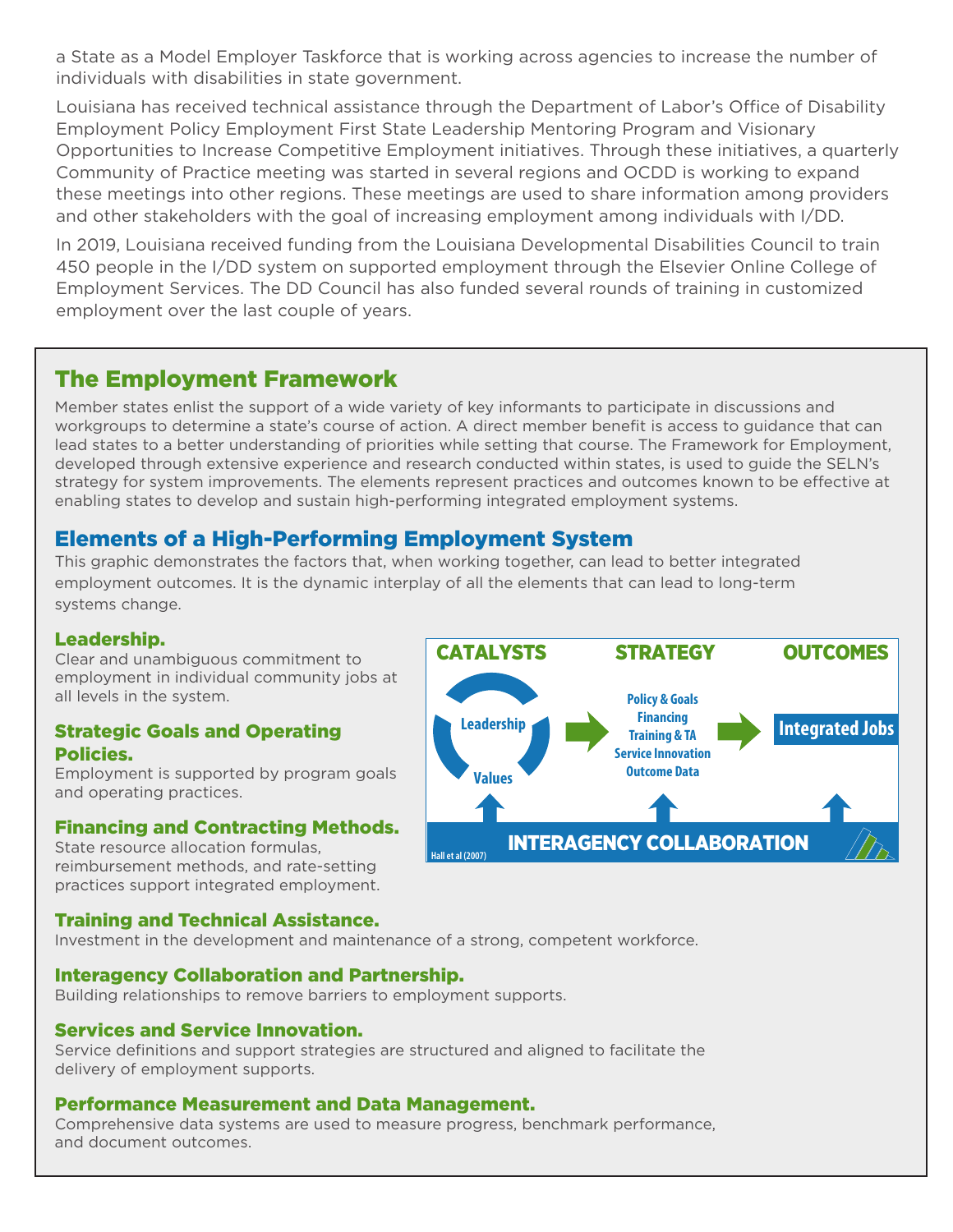a State as a Model Employer Taskforce that is working across agencies to increase the number of individuals with disabilities in state government.

Louisiana has received technical assistance through the Department of Labor's Office of Disability Employment Policy Employment First State Leadership Mentoring Program and Visionary Opportunities to Increase Competitive Employment initiatives. Through these initiatives, a quarterly Community of Practice meeting was started in several regions and OCDD is working to expand these meetings into other regions. These meetings are used to share information among providers and other stakeholders with the goal of increasing employment among individuals with I/DD.

In 2019, Louisiana received funding from the Louisiana Developmental Disabilities Council to train 450 people in the I/DD system on supported employment through the Elsevier Online College of Employment Services. The DD Council has also funded several rounds of training in customized employment over the last couple of years.

## The Employment Framework

Member states enlist the support of a wide variety of key informants to participate in discussions and workgroups to determine a state's course of action. A direct member benefit is access to guidance that can lead states to a better understanding of priorities while setting that course. The Framework for Employment, developed through extensive experience and research conducted within states, is used to guide the SELN's strategy for system improvements. The elements represent practices and outcomes known to be effective at enabling states to develop and sustain high-performing integrated employment systems.

## Elements of a High-Performing Employment System

This graphic demonstrates the factors that, when working together, can lead to better integrated employment outcomes. It is the dynamic interplay of all the elements that can lead to long-term systems change.

CATALYSTS
Leadership
Values

STRATEGY
Policy & Goals
Financing
Training & TA
Service Innovation
Outcome Data

OUTCOMES
Integrated Jobs

INTERAGENCY COLLABORATION

Hall et al (2007)

### Leadership.

Clear and unambiguous commitment to employment in individual community jobs at all levels in the system.

### Strategic Goals and Operating Policies.

Employment is supported by program goals and operating practices.

### Financing and Contracting Methods.

State resource allocation formulas, reimbursement methods, and rate-setting practices support integrated employment.

### Training and Technical Assistance.

Investment in the development and maintenance of a strong, competent workforce.

### Interagency Collaboration and Partnership.

Building relationships to remove barriers to employment supports.

### Services and Service Innovation.

Service definitions and support strategies are structured and aligned to facilitate the delivery of employment supports.

### Performance Measurement and Data Management.

Comprehensive data systems are used to measure progress, benchmark performance, and document outcomes.